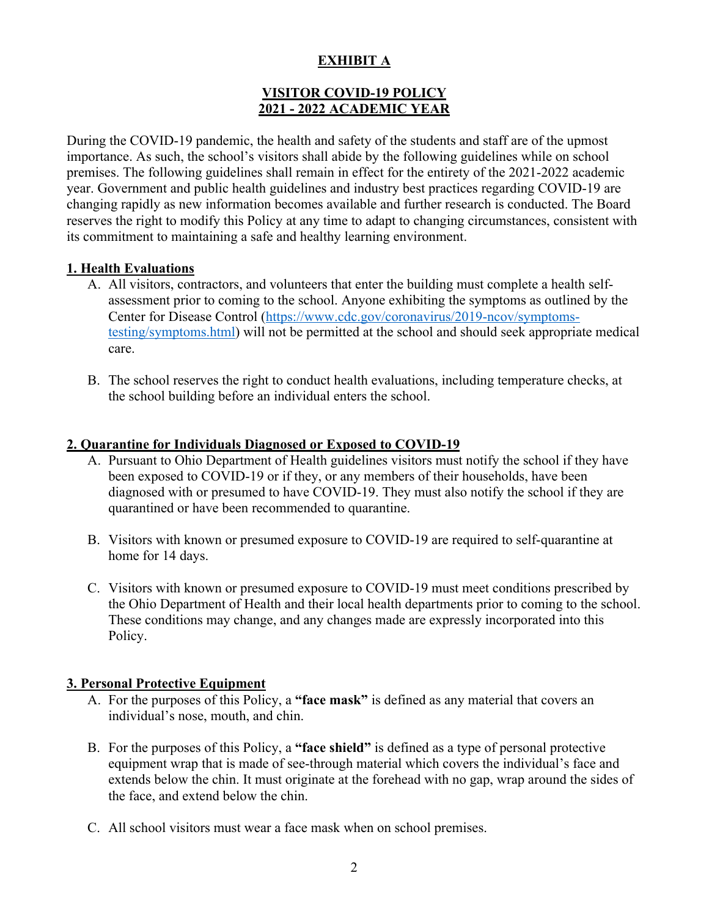# EXHIBIT A

## VISITOR COVID-19 POLICY
## 2021 - 2022 ACADEMIC YEAR

During the COVID-19 pandemic, the health and safety of the students and staff are of the upmost importance. As such, the school's visitors shall abide by the following guidelines while on school premises. The following guidelines shall remain in effect for the entirety of the 2021-2022 academic year. Government and public health guidelines and industry best practices regarding COVID-19 are changing rapidly as new information becomes available and further research is conducted. The Board reserves the right to modify this Policy at any time to adapt to changing circumstances, consistent with its commitment to maintaining a safe and healthy learning environment.

### 1. Health Evaluations

A. All visitors, contractors, and volunteers that enter the building must complete a health self-assessment prior to coming to the school. Anyone exhibiting the symptoms as outlined by the Center for Disease Control ([https://www.cdc.gov/coronavirus/2019-ncov/symptoms-testing/symptoms.html](https://www.cdc.gov/coronavirus/2019-ncov/symptoms-testing/symptoms.html)) will not be permitted at the school and should seek appropriate medical care.

B. The school reserves the right to conduct health evaluations, including temperature checks, at the school building before an individual enters the school.

### 2. Quarantine for Individuals Diagnosed or Exposed to COVID-19

A. Pursuant to Ohio Department of Health guidelines visitors must notify the school if they have been exposed to COVID-19 or if they, or any members of their households, have been diagnosed with or presumed to have COVID-19. They must also notify the school if they are quarantined or have been recommended to quarantine.

B. Visitors with known or presumed exposure to COVID-19 are required to self-quarantine at home for 14 days.

C. Visitors with known or presumed exposure to COVID-19 must meet conditions prescribed by the Ohio Department of Health and their local health departments prior to coming to the school. These conditions may change, and any changes made are expressly incorporated into this Policy.

### 3. Personal Protective Equipment

A. For the purposes of this Policy, a **"face mask"** is defined as any material that covers an individual's nose, mouth, and chin.

B. For the purposes of this Policy, a **"face shield"** is defined as a type of personal protective equipment wrap that is made of see-through material which covers the individual's face and extends below the chin. It must originate at the forehead with no gap, wrap around the sides of the face, and extend below the chin.

C. All school visitors must wear a face mask when on school premises.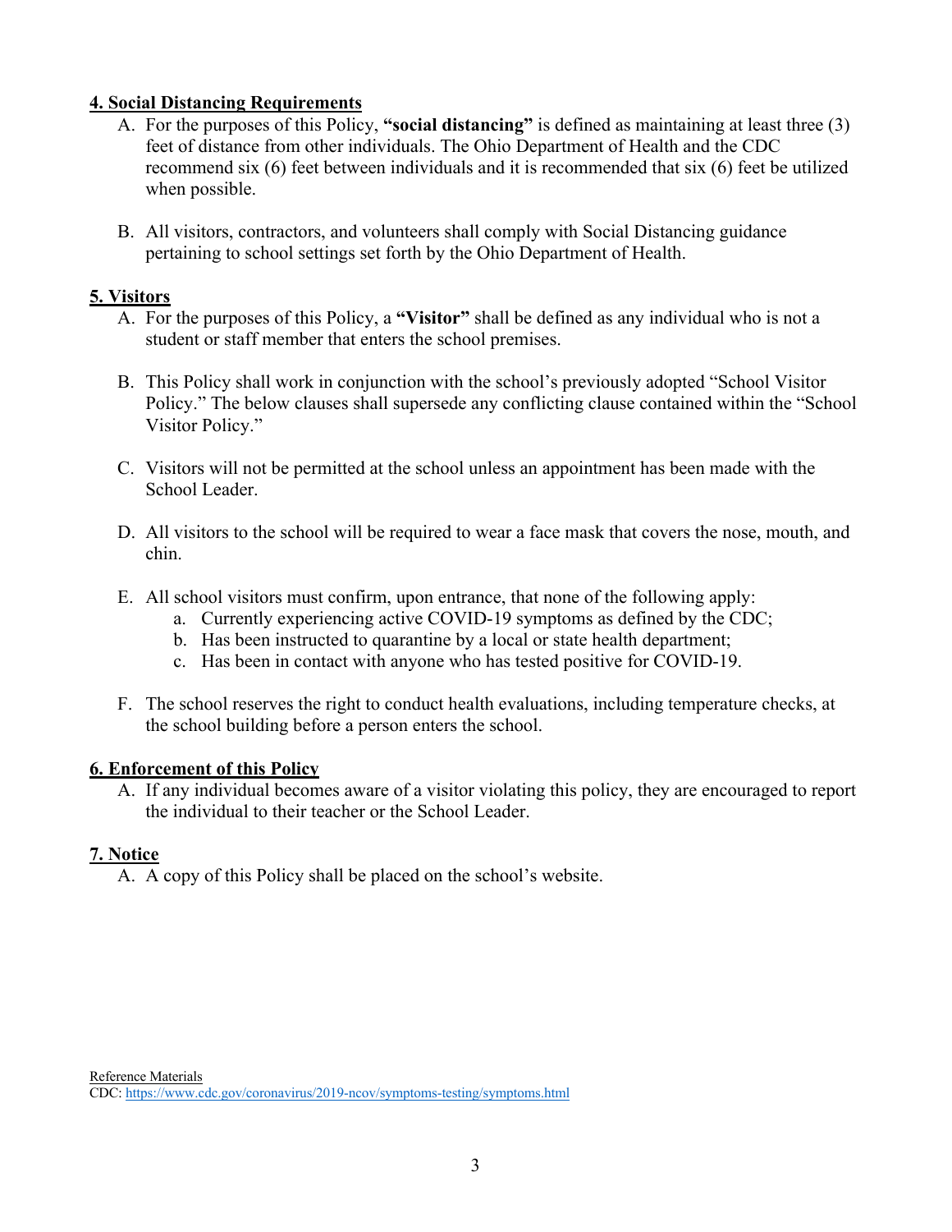## 4. Social Distancing Requirements

A. For the purposes of this Policy, **"social distancing"** is defined as maintaining at least three (3) feet of distance from other individuals. The Ohio Department of Health and the CDC recommend six (6) feet between individuals and it is recommended that six (6) feet be utilized when possible.

B. All visitors, contractors, and volunteers shall comply with Social Distancing guidance pertaining to school settings set forth by the Ohio Department of Health.

## 5. Visitors

A. For the purposes of this Policy, a **"Visitor"** shall be defined as any individual who is not a student or staff member that enters the school premises.

B. This Policy shall work in conjunction with the school's previously adopted "School Visitor Policy." The below clauses shall supersede any conflicting clause contained within the "School Visitor Policy."

C. Visitors will not be permitted at the school unless an appointment has been made with the School Leader.

D. All visitors to the school will be required to wear a face mask that covers the nose, mouth, and chin.

E. All school visitors must confirm, upon entrance, that none of the following apply:
   a. Currently experiencing active COVID-19 symptoms as defined by the CDC;
   b. Has been instructed to quarantine by a local or state health department;
   c. Has been in contact with anyone who has tested positive for COVID-19.

F. The school reserves the right to conduct health evaluations, including temperature checks, at the school building before a person enters the school.

## 6. Enforcement of this Policy

A. If any individual becomes aware of a visitor violating this policy, they are encouraged to report the individual to their teacher or the School Leader.

## 7. Notice

A. A copy of this Policy shall be placed on the school's website.

Reference Materials

CDC: https://www.cdc.gov/coronavirus/2019-ncov/symptoms-testing/symptoms.html